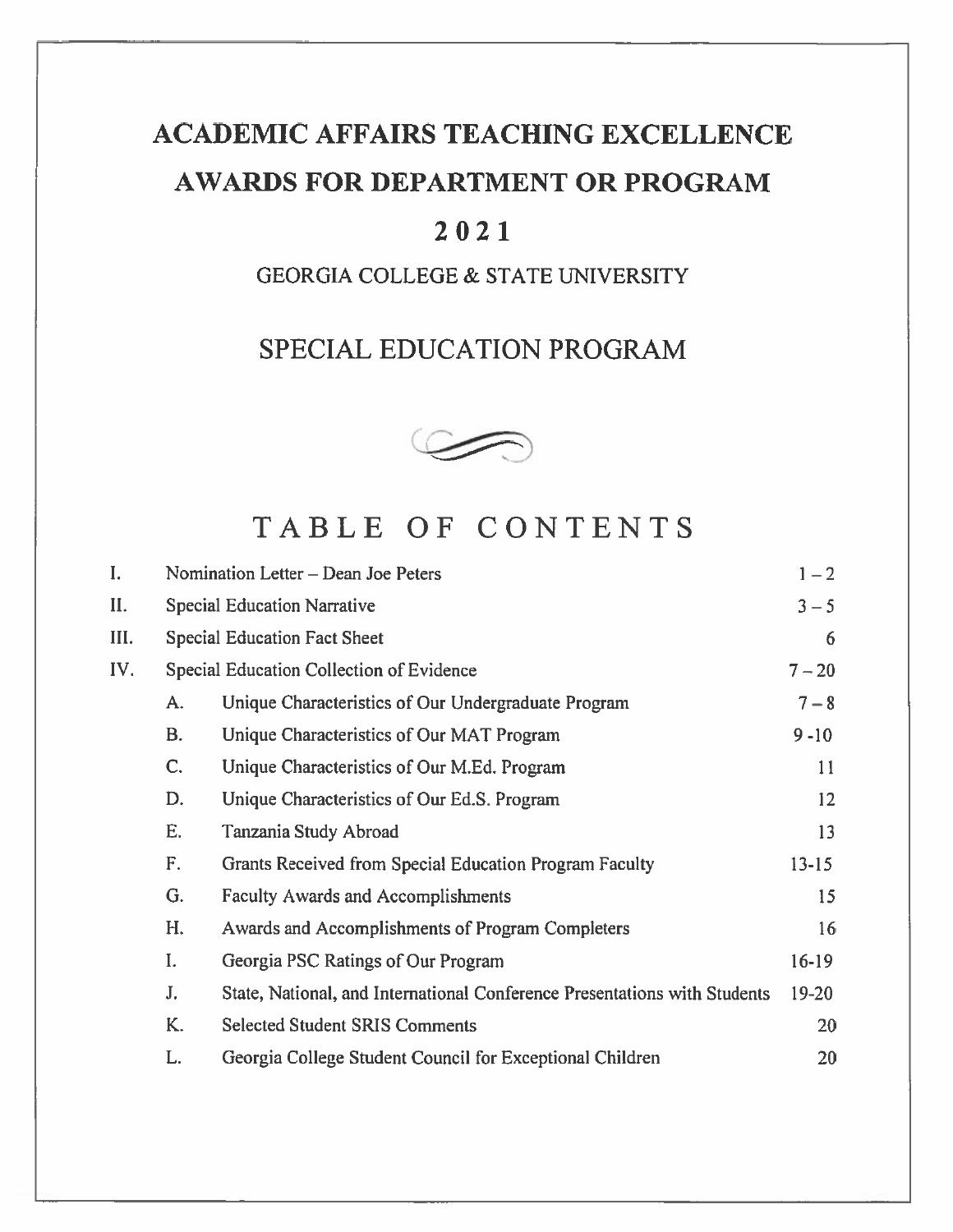# ACADEMIC AFFAIRS TEACHING EXCELLENCE AWARDS FOR DEPARTMENT OR PROGRAM

# 2021

## GEORGIA COLLEGE & STATE UNIVERSITY

## SPECIAL EDUCATION PROGRAM

## TABLE OF CONTENTS

| | | | |
|---|---|---|---|
| I. | Nomination Letter – Dean Joe Peters | | 1 – 2 |
| II. | Special Education Narrative | | 3 – 5 |
| III. | Special Education Fact Sheet | | 6 |
| IV. | Special Education Collection of Evidence | | 7 – 20 |
| | A. | Unique Characteristics of Our Undergraduate Program | 7 – 8 |
| | B. | Unique Characteristics of Our MAT Program | 9 -10 |
| | C. | Unique Characteristics of Our M.Ed. Program | 11 |
| | D. | Unique Characteristics of Our Ed.S. Program | 12 |
| | E. | Tanzania Study Abroad | 13 |
| | F. | Grants Received from Special Education Program Faculty | 13-15 |
| | G. | Faculty Awards and Accomplishments | 15 |
| | H. | Awards and Accomplishments of Program Completers | 16 |
| | I. | Georgia PSC Ratings of Our Program | 16-19 |
| | J. | State, National, and International Conference Presentations with Students | 19-20 |
| | K. | Selected Student SRIS Comments | 20 |
| | L. | Georgia College Student Council for Exceptional Children | 20 |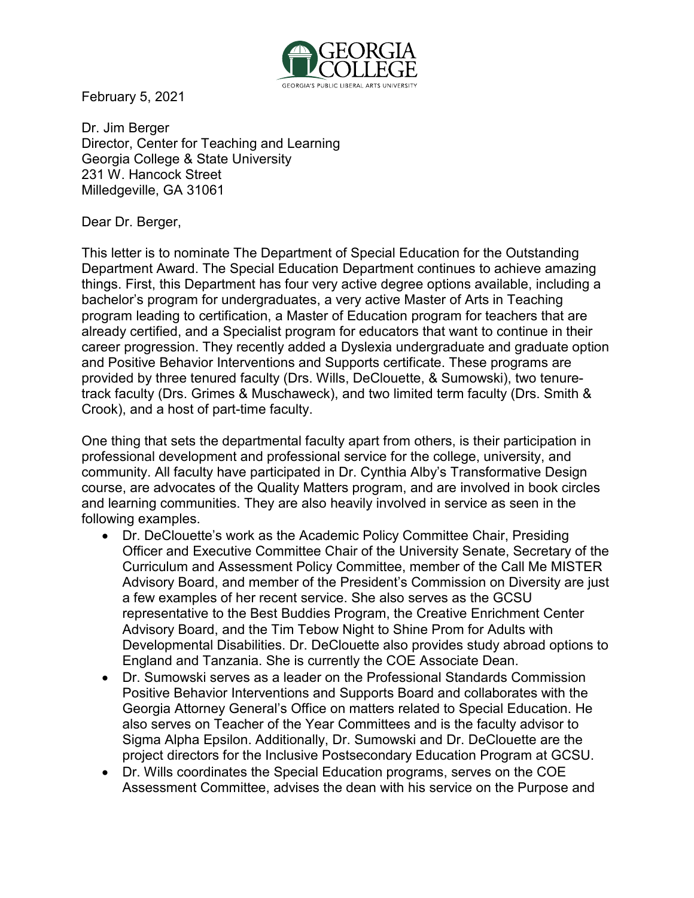February 5, 2021

Dr. Jim Berger
Director, Center for Teaching and Learning
Georgia College & State University
231 W. Hancock Street
Milledgeville, GA 31061

Dear Dr. Berger,

This letter is to nominate The Department of Special Education for the Outstanding Department Award. The Special Education Department continues to achieve amazing things. First, this Department has four very active degree options available, including a bachelor's program for undergraduates, a very active Master of Arts in Teaching program leading to certification, a Master of Education program for teachers that are already certified, and a Specialist program for educators that want to continue in their career progression. They recently added a Dyslexia undergraduate and graduate option and Positive Behavior Interventions and Supports certificate. These programs are provided by three tenured faculty (Drs. Wills, DeClouette, & Sumowski), two tenure-track faculty (Drs. Grimes & Muschaweck), and two limited term faculty (Drs. Smith & Crook), and a host of part-time faculty.

One thing that sets the departmental faculty apart from others, is their participation in professional development and professional service for the college, university, and community. All faculty have participated in Dr. Cynthia Alby's Transformative Design course, are advocates of the Quality Matters program, and are involved in book circles and learning communities. They are also heavily involved in service as seen in the following examples.

- Dr. DeClouette's work as the Academic Policy Committee Chair, Presiding Officer and Executive Committee Chair of the University Senate, Secretary of the Curriculum and Assessment Policy Committee, member of the Call Me MISTER Advisory Board, and member of the President's Commission on Diversity are just a few examples of her recent service. She also serves as the GCSU representative to the Best Buddies Program, the Creative Enrichment Center Advisory Board, and the Tim Tebow Night to Shine Prom for Adults with Developmental Disabilities. Dr. DeClouette also provides study abroad options to England and Tanzania. She is currently the COE Associate Dean.
- Dr. Sumowski serves as a leader on the Professional Standards Commission Positive Behavior Interventions and Supports Board and collaborates with the Georgia Attorney General's Office on matters related to Special Education. He also serves on Teacher of the Year Committees and is the faculty advisor to Sigma Alpha Epsilon. Additionally, Dr. Sumowski and Dr. DeClouette are the project directors for the Inclusive Postsecondary Education Program at GCSU.
- Dr. Wills coordinates the Special Education programs, serves on the COE Assessment Committee, advises the dean with his service on the Purpose and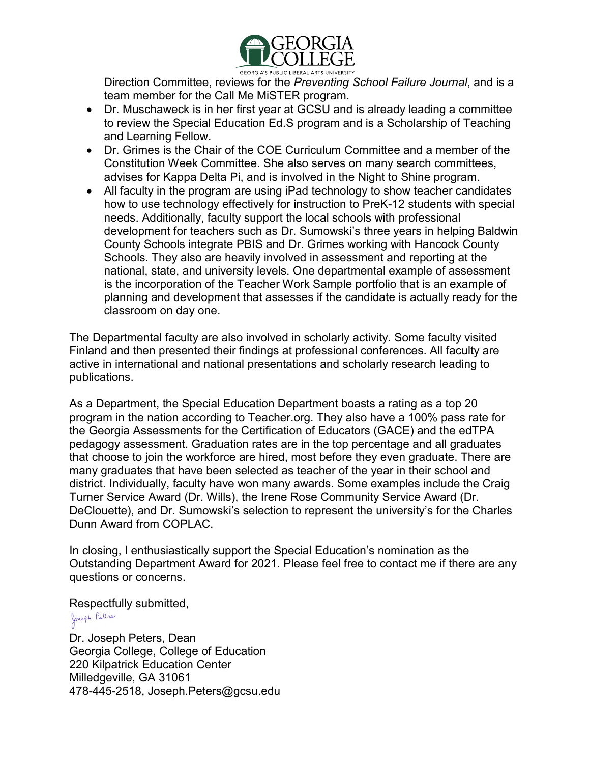Direction Committee, reviews for the *Preventing School Failure Journal*, and is a team member for the Call Me MiSTER program.

- Dr. Muschaweck is in her first year at GCSU and is already leading a committee to review the Special Education Ed.S program and is a Scholarship of Teaching and Learning Fellow.
- Dr. Grimes is the Chair of the COE Curriculum Committee and a member of the Constitution Week Committee. She also serves on many search committees, advises for Kappa Delta Pi, and is involved in the Night to Shine program.
- All faculty in the program are using iPad technology to show teacher candidates how to use technology effectively for instruction to PreK-12 students with special needs. Additionally, faculty support the local schools with professional development for teachers such as Dr. Sumowski's three years in helping Baldwin County Schools integrate PBIS and Dr. Grimes working with Hancock County Schools. They also are heavily involved in assessment and reporting at the national, state, and university levels. One departmental example of assessment is the incorporation of the Teacher Work Sample portfolio that is an example of planning and development that assesses if the candidate is actually ready for the classroom on day one.

The Departmental faculty are also involved in scholarly activity. Some faculty visited Finland and then presented their findings at professional conferences. All faculty are active in international and national presentations and scholarly research leading to publications.

As a Department, the Special Education Department boasts a rating as a top 20 program in the nation according to Teacher.org. They also have a 100% pass rate for the Georgia Assessments for the Certification of Educators (GACE) and the edTPA pedagogy assessment. Graduation rates are in the top percentage and all graduates that choose to join the workforce are hired, most before they even graduate. There are many graduates that have been selected as teacher of the year in their school and district. Individually, faculty have won many awards. Some examples include the Craig Turner Service Award (Dr. Wills), the Irene Rose Community Service Award (Dr. DeClouette), and Dr. Sumowski's selection to represent the university's for the Charles Dunn Award from COPLAC.

In closing, I enthusiastically support the Special Education's nomination as the Outstanding Department Award for 2021. Please feel free to contact me if there are any questions or concerns.

Respectfully submitted,

Joseph Peters

Dr. Joseph Peters, Dean
Georgia College, College of Education
220 Kilpatrick Education Center
Milledgeville, GA 31061
478-445-2518, Joseph.Peters@gcsu.edu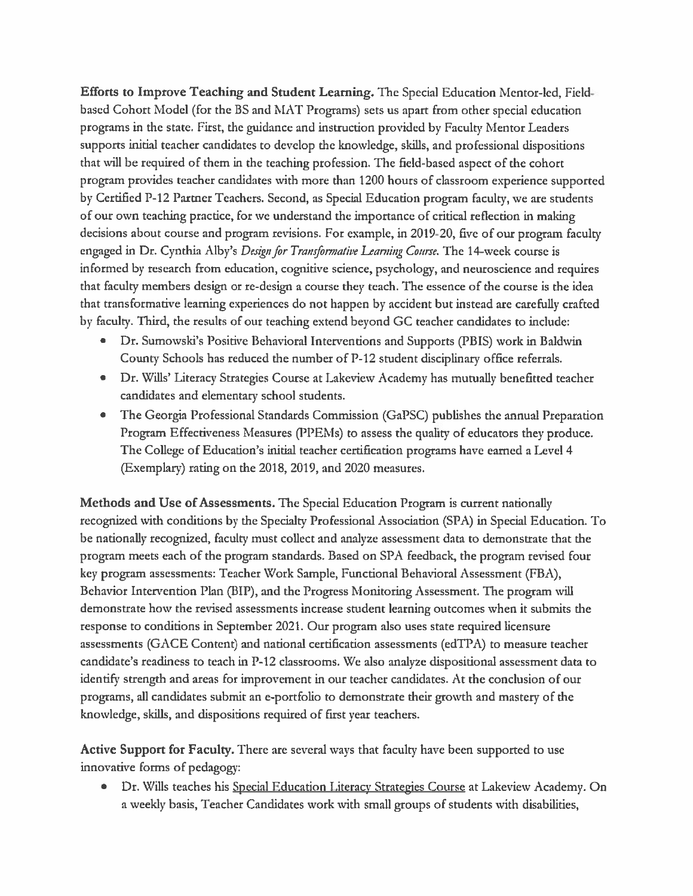**Efforts to Improve Teaching and Student Learning.** The Special Education Mentor-led, Field-based Cohort Model (for the BS and MAT Programs) sets us apart from other special education programs in the state. First, the guidance and instruction provided by Faculty Mentor Leaders supports initial teacher candidates to develop the knowledge, skills, and professional dispositions that will be required of them in the teaching profession. The field-based aspect of the cohort program provides teacher candidates with more than 1200 hours of classroom experience supported by Certified P-12 Partner Teachers. Second, as Special Education program faculty, we are students of our own teaching practice, for we understand the importance of critical reflection in making decisions about course and program revisions. For example, in 2019-20, five of our program faculty engaged in Dr. Cynthia Alby's *Design for Transformative Learning Course*. The 14-week course is informed by research from education, cognitive science, psychology, and neuroscience and requires that faculty members design or re-design a course they teach. The essence of the course is the idea that transformative learning experiences do not happen by accident but instead are carefully crafted by faculty. Third, the results of our teaching extend beyond GC teacher candidates to include:

- Dr. Sumowski's Positive Behavioral Interventions and Supports (PBIS) work in Baldwin County Schools has reduced the number of P-12 student disciplinary office referrals.
- Dr. Wills' Literacy Strategies Course at Lakeview Academy has mutually benefitted teacher candidates and elementary school students.
- The Georgia Professional Standards Commission (GaPSC) publishes the annual Preparation Program Effectiveness Measures (PPEMs) to assess the quality of educators they produce. The College of Education's initial teacher certification programs have earned a Level 4 (Exemplary) rating on the 2018, 2019, and 2020 measures.

**Methods and Use of Assessments.** The Special Education Program is current nationally recognized with conditions by the Specialty Professional Association (SPA) in Special Education. To be nationally recognized, faculty must collect and analyze assessment data to demonstrate that the program meets each of the program standards. Based on SPA feedback, the program revised four key program assessments: Teacher Work Sample, Functional Behavioral Assessment (FBA), Behavior Intervention Plan (BIP), and the Progress Monitoring Assessment. The program will demonstrate how the revised assessments increase student learning outcomes when it submits the response to conditions in September 2021. Our program also uses state required licensure assessments (GACE Content) and national certification assessments (edTPA) to measure teacher candidate's readiness to teach in P-12 classrooms. We also analyze dispositional assessment data to identify strength and areas for improvement in our teacher candidates. At the conclusion of our programs, all candidates submit an e-portfolio to demonstrate their growth and mastery of the knowledge, skills, and dispositions required of first year teachers.

**Active Support for Faculty.** There are several ways that faculty have been supported to use innovative forms of pedagogy:

- Dr. Wills teaches his Special Education Literacy Strategies Course at Lakeview Academy. On a weekly basis, Teacher Candidates work with small groups of students with disabilities,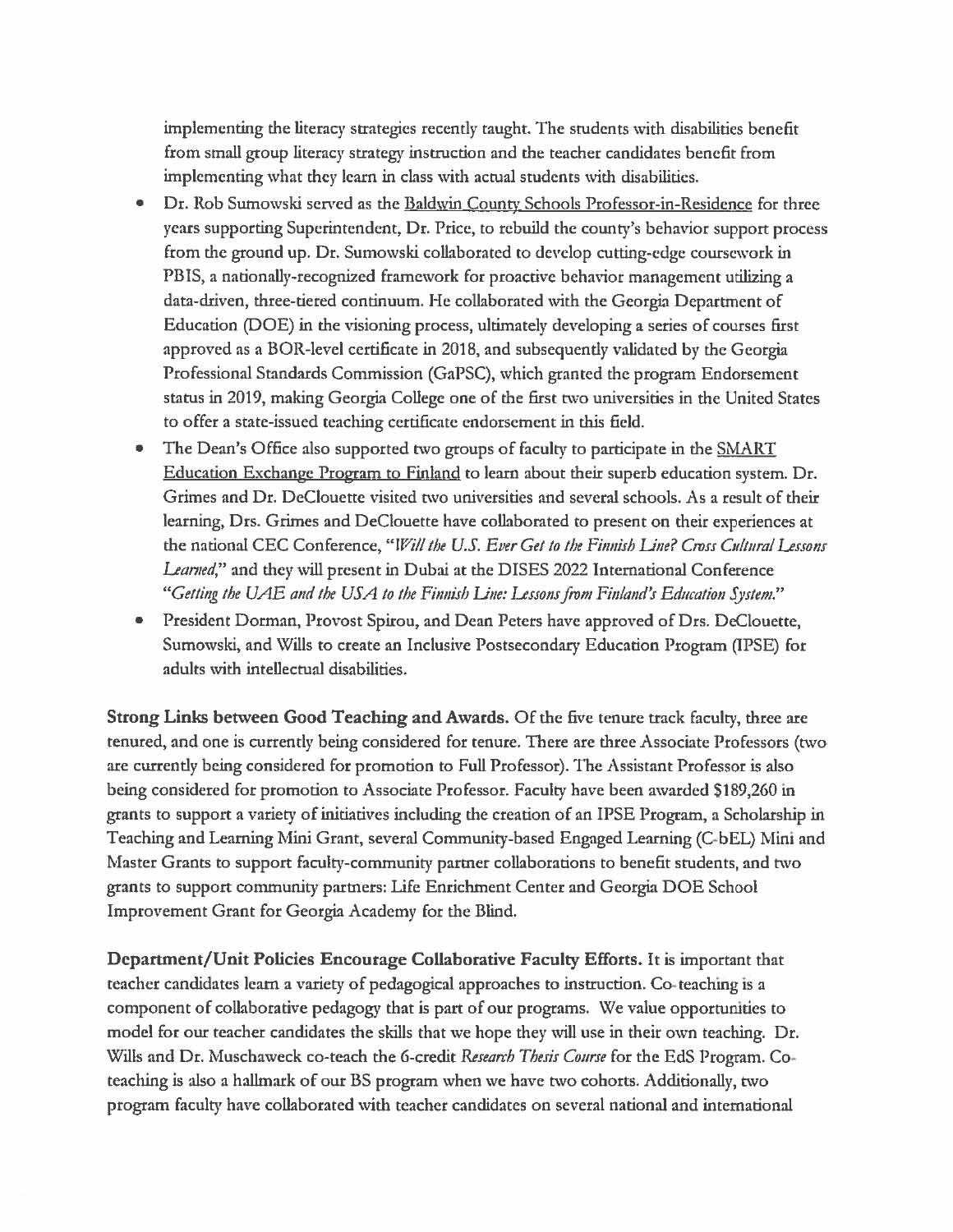implementing the literacy strategies recently taught. The students with disabilities benefit from small group literacy strategy instruction and the teacher candidates benefit from implementing what they learn in class with actual students with disabilities.

- Dr. Rob Sumowski served as the Baldwin County Schools Professor-in-Residence for three years supporting Superintendent, Dr. Price, to rebuild the county's behavior support process from the ground up. Dr. Sumowski collaborated to develop cutting-edge coursework in PBIS, a nationally-recognized framework for proactive behavior management utilizing a data-driven, three-tiered continuum. He collaborated with the Georgia Department of Education (DOE) in the visioning process, ultimately developing a series of courses first approved as a BOR-level certificate in 2018, and subsequently validated by the Georgia Professional Standards Commission (GaPSC), which granted the program Endorsement status in 2019, making Georgia College one of the first two universities in the United States to offer a state-issued teaching certificate endorsement in this field.
- The Dean's Office also supported two groups of faculty to participate in the SMART Education Exchange Program to Finland to learn about their superb education system. Dr. Grimes and Dr. DeClouette visited two universities and several schools. As a result of their learning, Drs. Grimes and DeClouette have collaborated to present on their experiences at the national CEC Conference, "*Will the U.S. Ever Get to the Finnish Line? Cross Cultural Lessons Learned*," and they will present in Dubai at the DISES 2022 International Conference "*Getting the UAE and the USA to the Finnish Line: Lessons from Finland's Education System.*"
- President Dorman, Provost Spirou, and Dean Peters have approved of Drs. DeClouette, Sumowski, and Wills to create an Inclusive Postsecondary Education Program (IPSE) for adults with intellectual disabilities.

**Strong Links between Good Teaching and Awards.** Of the five tenure track faculty, three are tenured, and one is currently being considered for tenure. There are three Associate Professors (two are currently being considered for promotion to Full Professor). The Assistant Professor is also being considered for promotion to Associate Professor. Faculty have been awarded $189,260 in grants to support a variety of initiatives including the creation of an IPSE Program, a Scholarship in Teaching and Learning Mini Grant, several Community-based Engaged Learning (C-bEL) Mini and Master Grants to support faculty-community partner collaborations to benefit students, and two grants to support community partners: Life Enrichment Center and Georgia DOE School Improvement Grant for Georgia Academy for the Blind.

**Department/Unit Policies Encourage Collaborative Faculty Efforts.** It is important that teacher candidates learn a variety of pedagogical approaches to instruction. Co-teaching is a component of collaborative pedagogy that is part of our programs. We value opportunities to model for our teacher candidates the skills that we hope they will use in their own teaching. Dr. Wills and Dr. Muschaweck co-teach the 6-credit *Research Thesis Course* for the EdS Program. Co-teaching is also a hallmark of our BS program when we have two cohorts. Additionally, two program faculty have collaborated with teacher candidates on several national and international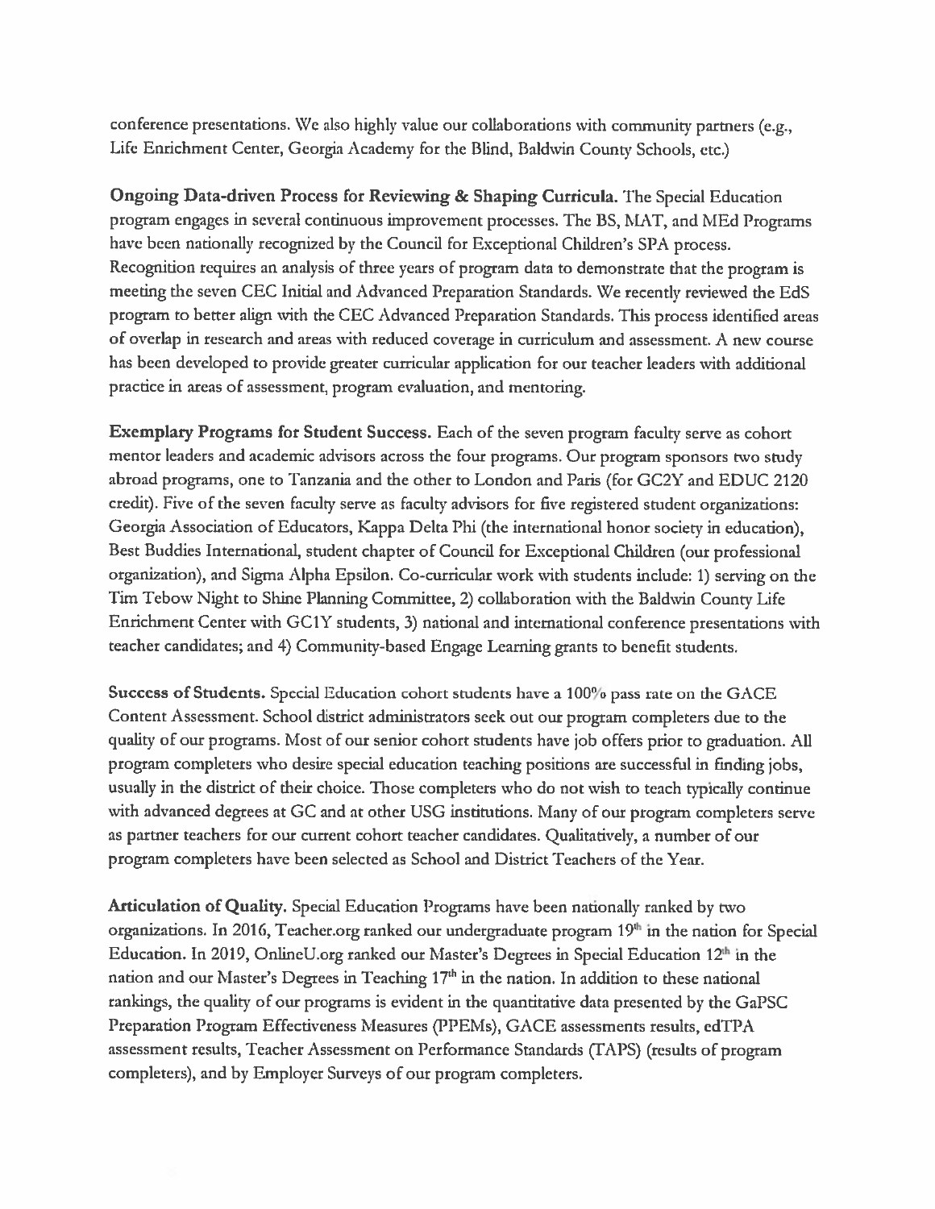conference presentations. We also highly value our collaborations with community partners (e.g., Life Enrichment Center, Georgia Academy for the Blind, Baldwin County Schools, etc.)

**Ongoing Data-driven Process for Reviewing & Shaping Curricula.** The Special Education program engages in several continuous improvement processes. The BS, MAT, and MEd Programs have been nationally recognized by the Council for Exceptional Children's SPA process. Recognition requires an analysis of three years of program data to demonstrate that the program is meeting the seven CEC Initial and Advanced Preparation Standards. We recently reviewed the EdS program to better align with the CEC Advanced Preparation Standards. This process identified areas of overlap in research and areas with reduced coverage in curriculum and assessment. A new course has been developed to provide greater curricular application for our teacher leaders with additional practice in areas of assessment, program evaluation, and mentoring.

**Exemplary Programs for Student Success.** Each of the seven program faculty serve as cohort mentor leaders and academic advisors across the four programs. Our program sponsors two study abroad programs, one to Tanzania and the other to London and Paris (for GC2Y and EDUC 2120 credit). Five of the seven faculty serve as faculty advisors for five registered student organizations: Georgia Association of Educators, Kappa Delta Phi (the international honor society in education), Best Buddies International, student chapter of Council for Exceptional Children (our professional organization), and Sigma Alpha Epsilon. Co-curricular work with students include: 1) serving on the Tim Tebow Night to Shine Planning Committee, 2) collaboration with the Baldwin County Life Enrichment Center with GC1Y students, 3) national and international conference presentations with teacher candidates; and 4) Community-based Engage Learning grants to benefit students.

**Success of Students.** Special Education cohort students have a 100% pass rate on the GACE Content Assessment. School district administrators seek out our program completers due to the quality of our programs. Most of our senior cohort students have job offers prior to graduation. All program completers who desire special education teaching positions are successful in finding jobs, usually in the district of their choice. Those completers who do not wish to teach typically continue with advanced degrees at GC and at other USG institutions. Many of our program completers serve as partner teachers for our current cohort teacher candidates. Qualitatively, a number of our program completers have been selected as School and District Teachers of the Year.

**Articulation of Quality.** Special Education Programs have been nationally ranked by two organizations. In 2016, Teacher.org ranked our undergraduate program 19th in the nation for Special Education. In 2019, OnlineU.org ranked our Master's Degrees in Special Education 12th in the nation and our Master's Degrees in Teaching 17th in the nation. In addition to these national rankings, the quality of our programs is evident in the quantitative data presented by the GaPSC Preparation Program Effectiveness Measures (PPEMs), GACE assessments results, edTPA assessment results, Teacher Assessment on Performance Standards (TAPS) (results of program completers), and by Employer Surveys of our program completers.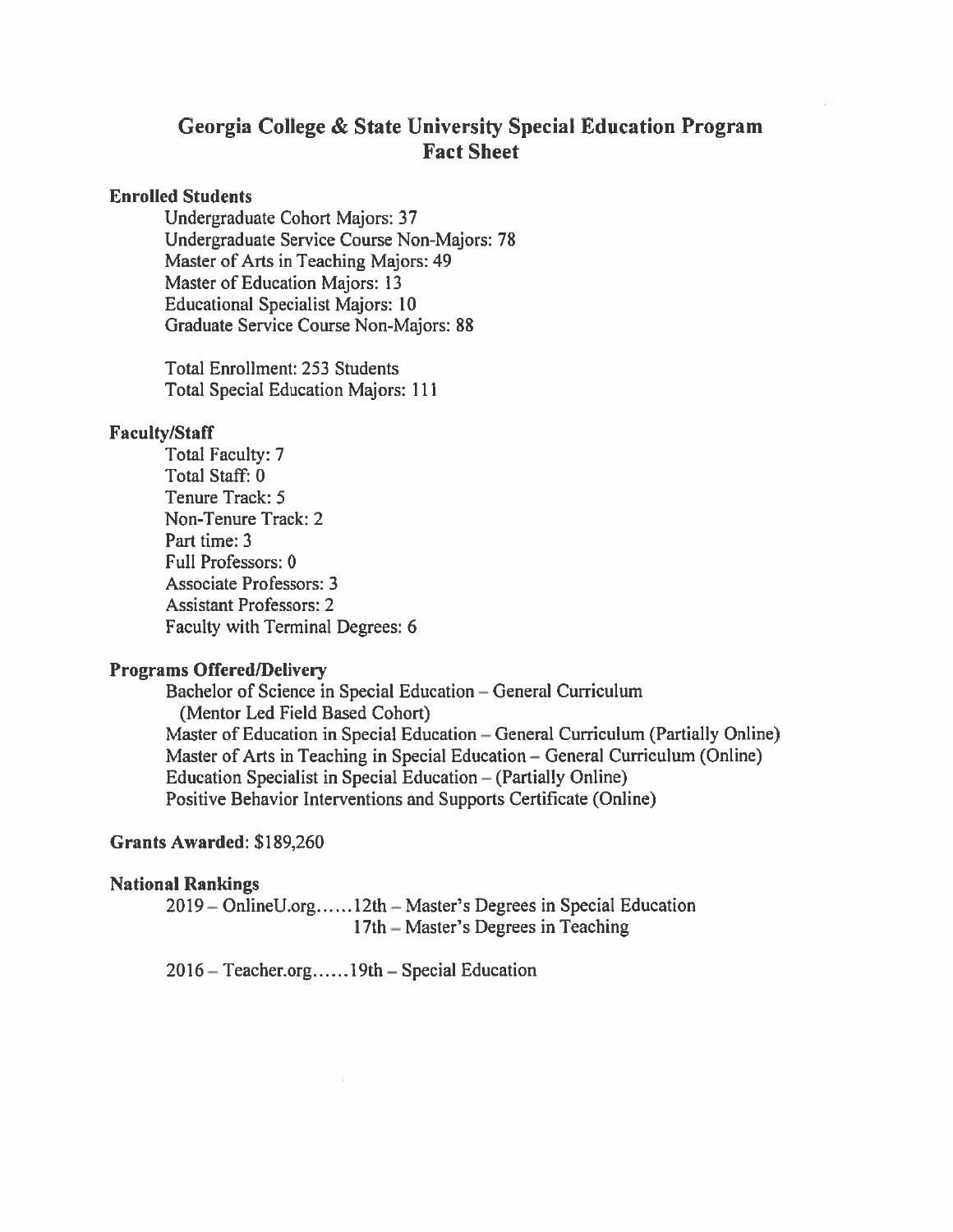# Georgia College & State University Special Education Program Fact Sheet

**Enrolled Students**

Undergraduate Cohort Majors: 37
Undergraduate Service Course Non-Majors: 78
Master of Arts in Teaching Majors: 49
Master of Education Majors: 13
Educational Specialist Majors: 10
Graduate Service Course Non-Majors: 88

Total Enrollment: 253 Students
Total Special Education Majors: 111

**Faculty/Staff**

Total Faculty: 7
Total Staff: 0
Tenure Track: 5
Non-Tenure Track: 2
Part time: 3
Full Professors: 0
Associate Professors: 3
Assistant Professors: 2
Faculty with Terminal Degrees: 6

**Programs Offered/Delivery**

Bachelor of Science in Special Education – General Curriculum (Mentor Led Field Based Cohort)
Master of Education in Special Education – General Curriculum (Partially Online)
Master of Arts in Teaching in Special Education – General Curriculum (Online)
Education Specialist in Special Education – (Partially Online)
Positive Behavior Interventions and Supports Certificate (Online)

**Grants Awarded**: $189,260

**National Rankings**

2019 – OnlineU.org……12th – Master's Degrees in Special Education
17th – Master's Degrees in Teaching

2016 – Teacher.org……19th – Special Education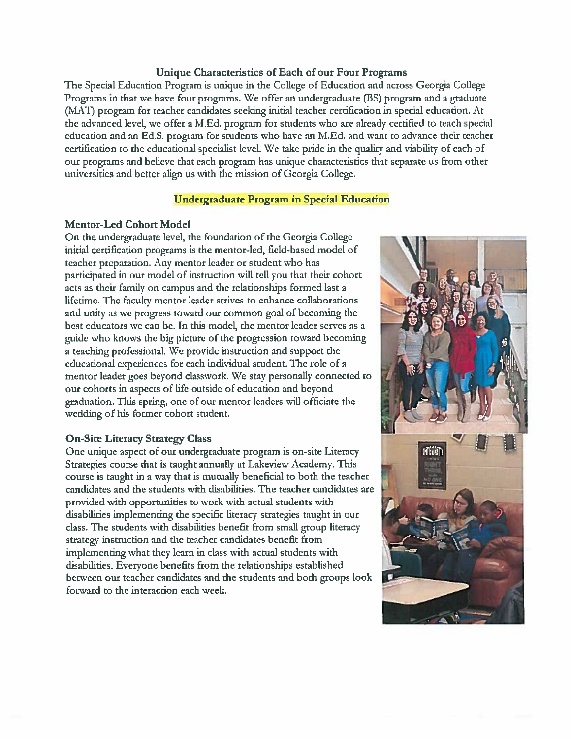## Unique Characteristics of Each of our Four Programs

The Special Education Program is unique in the College of Education and across Georgia College Programs in that we have four programs. We offer an undergraduate (BS) program and a graduate (MAT) program for teacher candidates seeking initial teacher certification in special education. At the advanced level, we offer a M.Ed. program for students who are already certified to teach special education and an Ed.S. program for students who have an M.Ed. and want to advance their teacher certification to the educational specialist level. We take pride in the quality and viability of each of our programs and believe that each program has unique characteristics that separate us from other universities and better align us with the mission of Georgia College.

## Undergraduate Program in Special Education

### Mentor-Led Cohort Model

On the undergraduate level, the foundation of the Georgia College initial certification programs is the mentor-led, field-based model of teacher preparation. Any mentor leader or student who has participated in our model of instruction will tell you that their cohort acts as their family on campus and the relationships formed last a lifetime. The faculty mentor leader strives to enhance collaborations and unity as we progress toward our common goal of becoming the best educators we can be. In this model, the mentor leader serves as a guide who knows the big picture of the progression toward becoming a teaching professional. We provide instruction and support the educational experiences for each individual student. The role of a mentor leader goes beyond classwork. We stay personally connected to our cohorts in aspects of life outside of education and beyond graduation. This spring, one of our mentor leaders will officiate the wedding of his former cohort student.

### On-Site Literacy Strategy Class

One unique aspect of our undergraduate program is on-site Literacy Strategies course that is taught annually at Lakeview Academy. This course is taught in a way that is mutually beneficial to both the teacher candidates and the students with disabilities. The teacher candidates are provided with opportunities to work with actual students with disabilities implementing the specific literacy strategies taught in our class. The students with disabilities benefit from small group literacy strategy instruction and the teacher candidates benefit from implementing what they learn in class with actual students with disabilities. Everyone benefits from the relationships established between our teacher candidates and the students and both groups look forward to the interaction each week.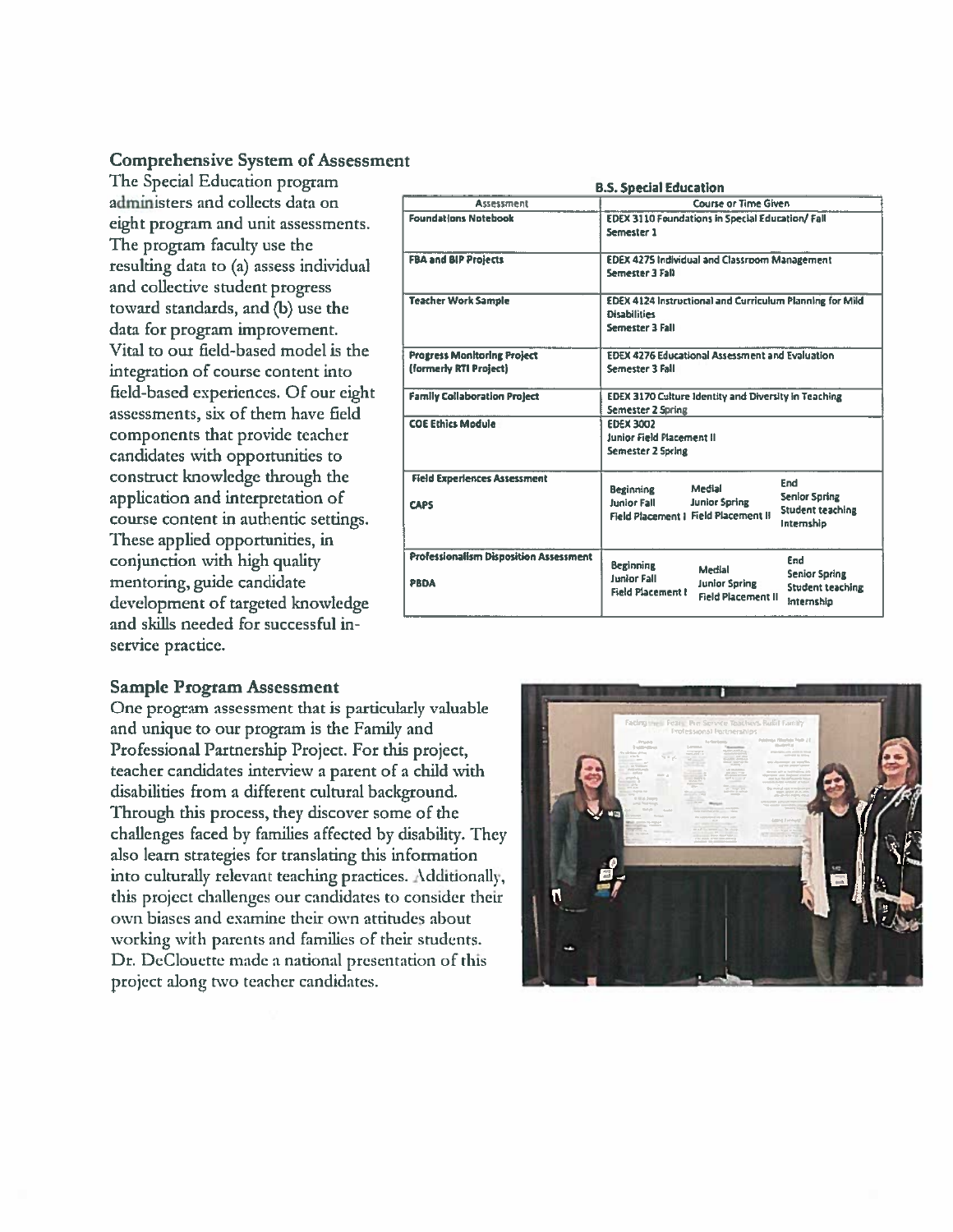## Comprehensive System of Assessment

The Special Education program administers and collects data on eight program and unit assessments. The program faculty use the resulting data to (a) assess individual and collective student progress toward standards, and (b) use the data for program improvement. Vital to our field-based model is the integration of course content into field-based experiences. Of our eight assessments, six of them have field components that provide teacher candidates with opportunities to construct knowledge through the application and interpretation of course content in authentic settings. These applied opportunities, in conjunction with high quality mentoring, guide candidate development of targeted knowledge and skills needed for successful in-service practice.

**B.S. Special Education**

| Assessment | Course or Time Given |
|---|---|
| **Foundations Notebook** | EDEX 3110 Foundations in Special Education/ Fall Semester 1 |
| **FBA and BIP Projects** | EDEX 4275 Individual and Classroom Management Semester 3 Fall |
| **Teacher Work Sample** | EDEX 4124 Instructional and Curriculum Planning for Mild Disabilities Semester 3 Fall |
| **Progress Monitoring Project (formerly RTI Project)** | EDEX 4276 Educational Assessment and Evaluation Semester 3 Fall |
| **Family Collaboration Project** | EDEX 3170 Culture Identity and Diversity in Teaching Semester 2 Spring |
| **COE Ethics Module** | EDEX 3002 Junior Field Placement II Semester 2 Spring |
| **Field Experiences Assessment CAPS** | Beginning Junior Fall Field Placement I; Medial Junior Spring Field Placement II; End Senior Spring Student teaching Internship |
| **Professionalism Disposition Assessment PBDA** | Beginning Junior Fall Field Placement I; Medial Junior Spring Field Placement II; End Senior Spring Student teaching Internship |

## Sample Program Assessment

One program assessment that is particularly valuable and unique to our program is the Family and Professional Partnership Project. For this project, teacher candidates interview a parent of a child with disabilities from a different cultural background. Through this process, they discover some of the challenges faced by families affected by disability. They also learn strategies for translating this information into culturally relevant teaching practices. Additionally, this project challenges our candidates to consider their own biases and examine their own attitudes about working with parents and families of their students. Dr. DeClouette made a national presentation of this project along two teacher candidates.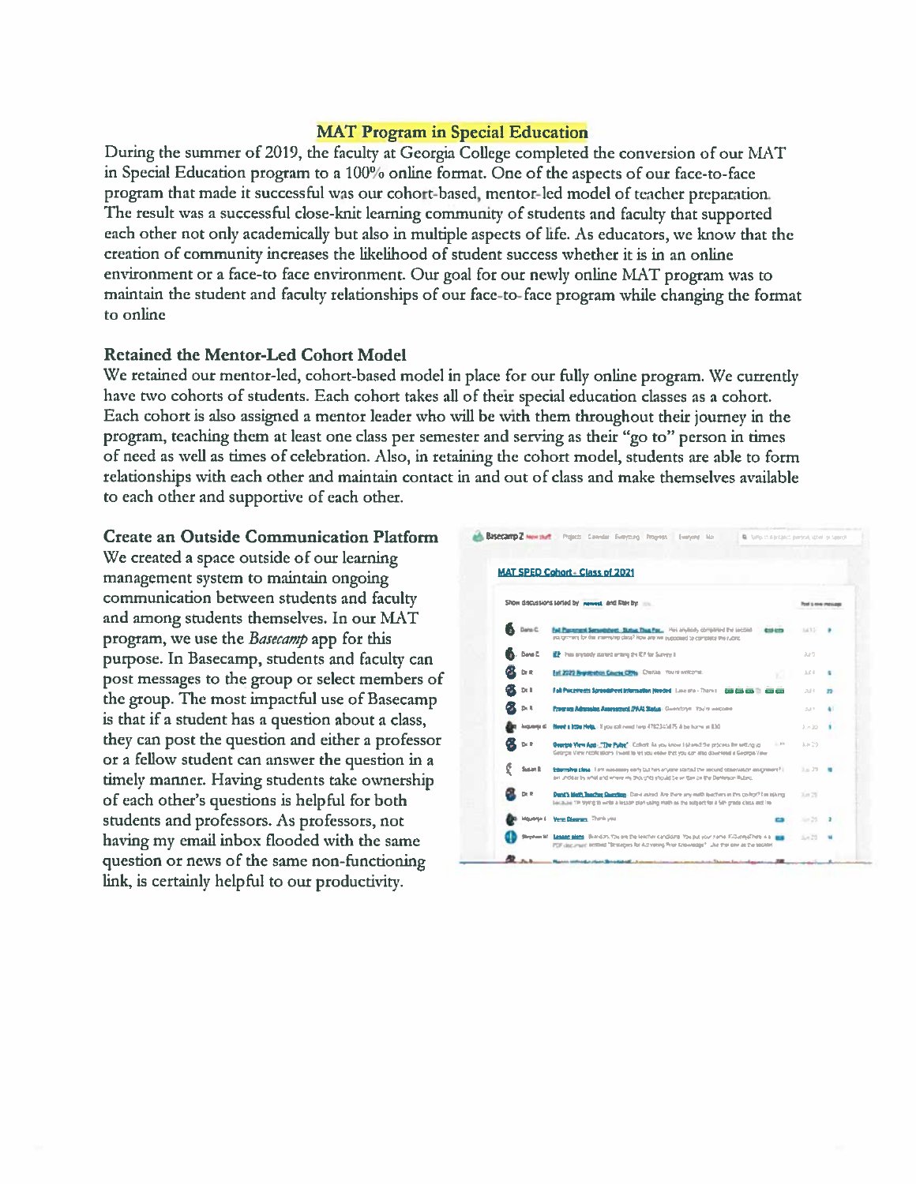## MAT Program in Special Education

During the summer of 2019, the faculty at Georgia College completed the conversion of our MAT in Special Education program to a 100% online format. One of the aspects of our face-to-face program that made it successful was our cohort-based, mentor-led model of teacher preparation. The result was a successful close-knit learning community of students and faculty that supported each other not only academically but also in multiple aspects of life. As educators, we know that the creation of community increases the likelihood of student success whether it is in an online environment or a face-to face environment. Our goal for our newly online MAT program was to maintain the student and faculty relationships of our face-to-face program while changing the format to online

### Retained the Mentor-Led Cohort Model

We retained our mentor-led, cohort-based model in place for our fully online program. We currently have two cohorts of students. Each cohort takes all of their special education classes as a cohort. Each cohort is also assigned a mentor leader who will be with them throughout their journey in the program, teaching them at least one class per semester and serving as their "go to" person in times of need as well as times of celebration. Also, in retaining the cohort model, students are able to form relationships with each other and maintain contact in and out of class and make themselves available to each other and supportive of each other.

### Create an Outside Communication Platform

We created a space outside of our learning management system to maintain ongoing communication between students and faculty and among students themselves. In our MAT program, we use the *Basecamp* app for this purpose. In Basecamp, students and faculty can post messages to the group or select members of the group. The most impactful use of Basecamp is that if a student has a question about a class, they can post the question and either a professor or a fellow student can answer the question in a timely manner. Having students take ownership of each other's questions is helpful for both students and professors. As professors, not having my email inbox flooded with the same question or news of the same non-functioning link, is certainly helpful to our productivity.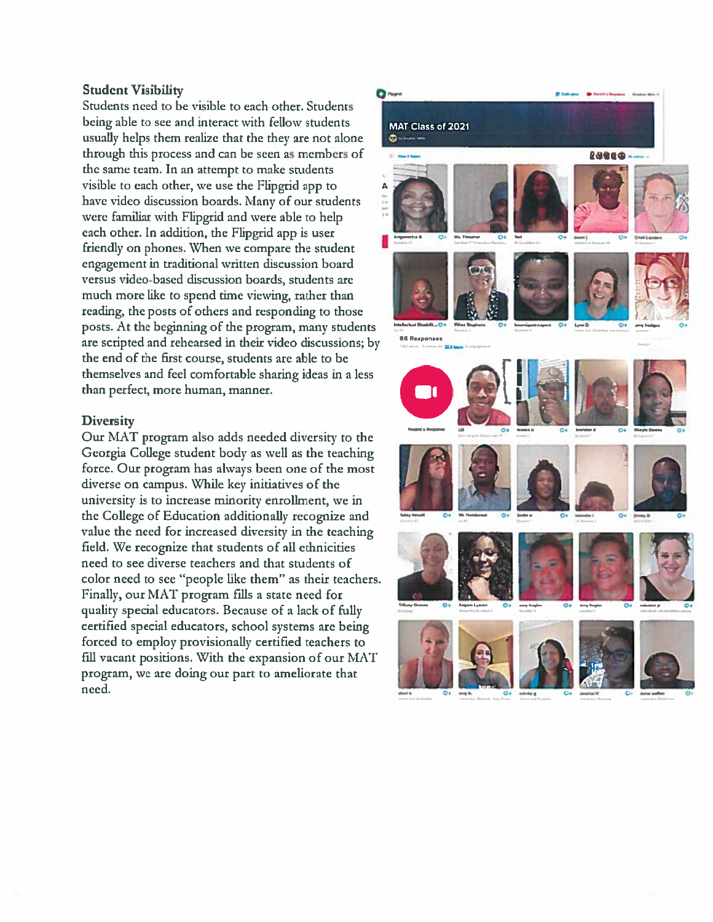### Student Visibility

Students need to be visible to each other. Students being able to see and interact with fellow students usually helps them realize that the they are not alone through this process and can be seen as members of the same team. In an attempt to make students visible to each other, we use the Flipgrid app to have video discussion boards. Many of our students were familiar with Flipgrid and were able to help each other. In addition, the Flipgrid app is user friendly on phones. When we compare the student engagement in traditional written discussion board versus video-based discussion boards, students are much more like to spend time viewing, rather than reading, the posts of others and responding to those posts. At the beginning of the program, many students are scripted and rehearsed in their video discussions; by the end of the first course, students are able to be themselves and feel comfortable sharing ideas in a less than perfect, more human, manner.

### Diversity

Our MAT program also adds needed diversity to the Georgia College student body as well as the teaching force. Our program has always been one of the most diverse on campus. While key initiatives of the university is to increase minority enrollment, we in the College of Education additionally recognize and value the need for increased diversity in the teaching field. We recognize that students of all ethnicities need to see diverse teachers and that students of color need to see "people like them" as their teachers. Finally, our MAT program fills a state need for quality special educators. Because of a lack of fully certified special educators, school systems are being forced to employ provisionally certified teachers to fill vacant positions. With the expansion of our MAT program, we are doing our part to ameliorate that need.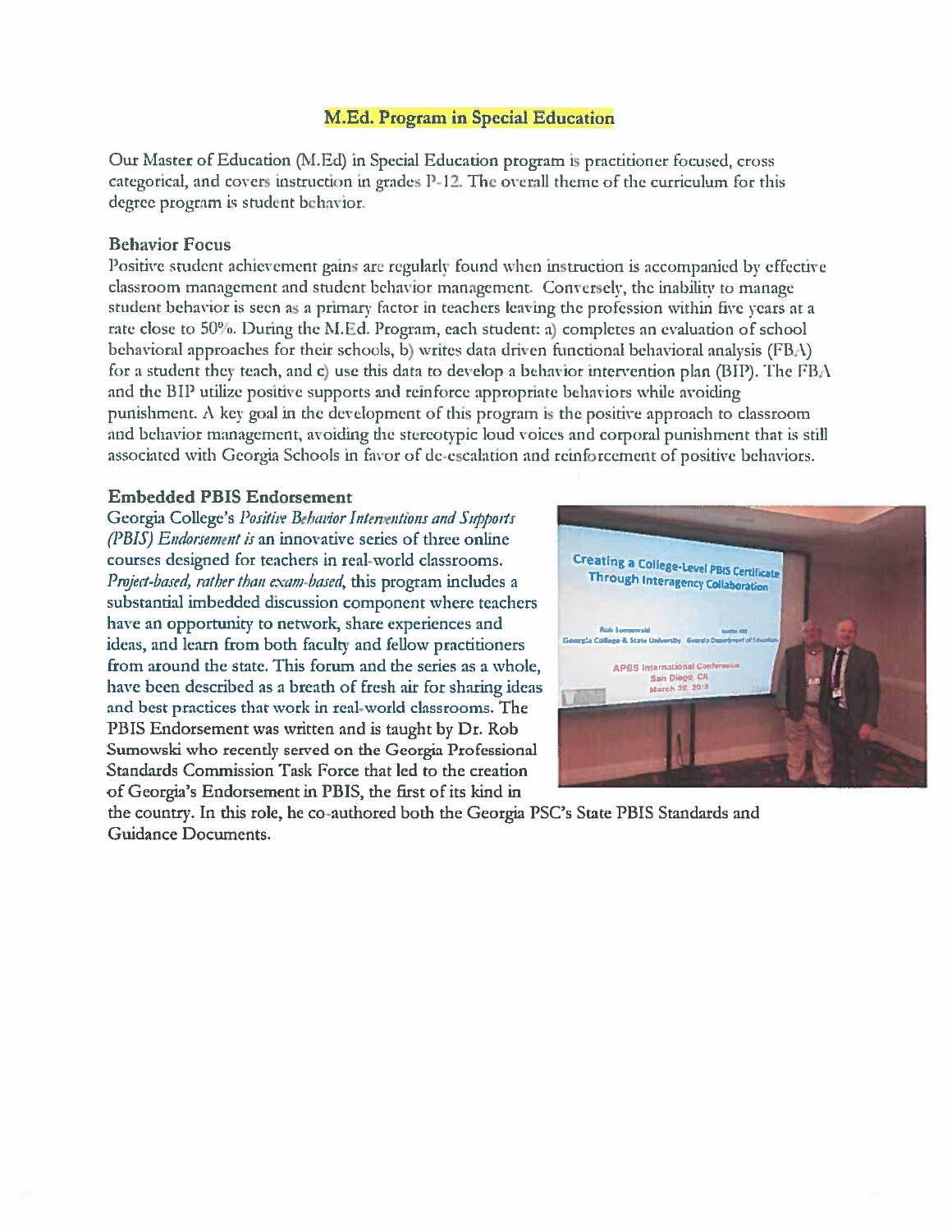## M.Ed. Program in Special Education

Our Master of Education (M.Ed) in Special Education program is practitioner focused, cross categorical, and covers instruction in grades P-12. The overall theme of the curriculum for this degree program is student behavior.

### Behavior Focus

Positive student achievement gains are regularly found when instruction is accompanied by effective classroom management and student behavior management. Conversely, the inability to manage student behavior is seen as a primary factor in teachers leaving the profession within five years at a rate close to 50%. During the M.Ed. Program, each student: a) completes an evaluation of school behavioral approaches for their schools, b) writes data driven functional behavioral analysis (FBA) for a student they teach, and c) use this data to develop a behavior intervention plan (BIP). The FBA and the BIP utilize positive supports and reinforce appropriate behaviors while avoiding punishment. A key goal in the development of this program is the positive approach to classroom and behavior management, avoiding the stereotypic loud voices and corporal punishment that is still associated with Georgia Schools in favor of de-escalation and reinforcement of positive behaviors.

### Embedded PBIS Endorsement

Georgia College's *Positive Behavior Interventions and Supports (PBIS) Endorsement is* an innovative series of three online courses designed for teachers in real-world classrooms. *Project-based, rather than exam-based,* this program includes a substantial imbedded discussion component where teachers have an opportunity to network, share experiences and ideas, and learn from both faculty and fellow practitioners from around the state. This forum and the series as a whole, have been described as a breath of fresh air for sharing ideas and best practices that work in real-world classrooms. The PBIS Endorsement was written and is taught by Dr. Rob Sumowski who recently served on the Georgia Professional Standards Commission Task Force that led to the creation of Georgia's Endorsement in PBIS, the first of its kind in the country. In this role, he co-authored both the Georgia PSC's State PBIS Standards and Guidance Documents.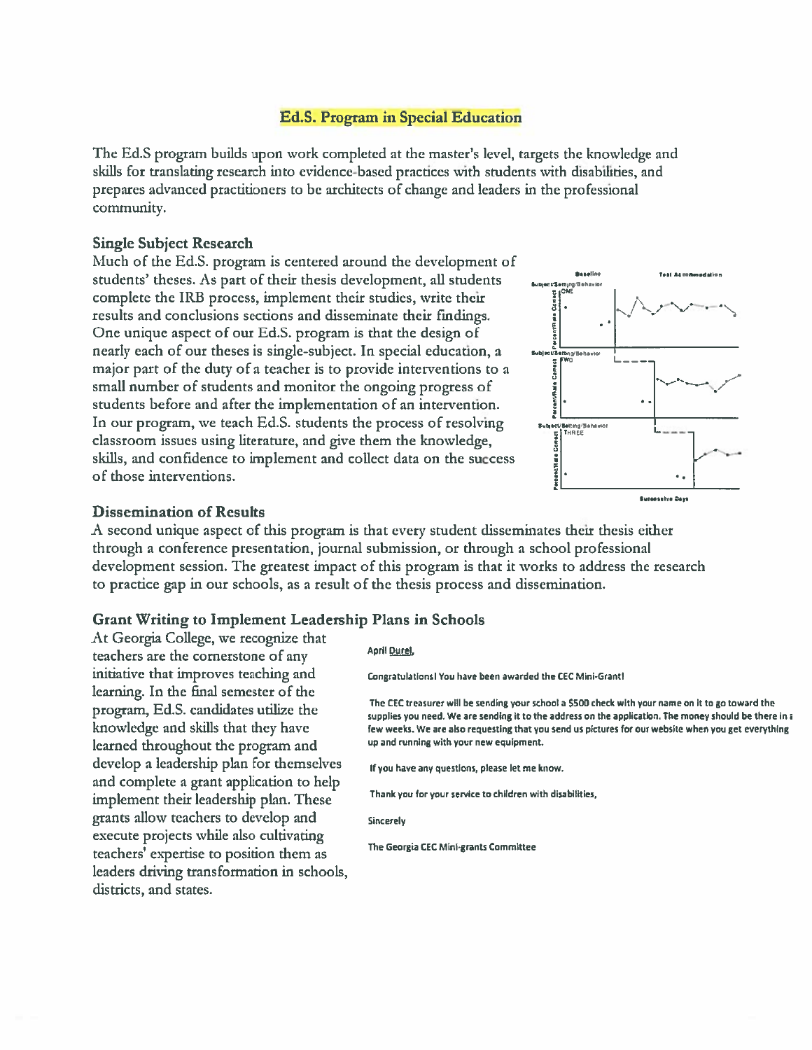## Ed.S. Program in Special Education

The Ed.S program builds upon work completed at the master's level, targets the knowledge and skills for translating research into evidence-based practices with students with disabilities, and prepares advanced practitioners to be architects of change and leaders in the professional community.

### Single Subject Research

Much of the Ed.S. program is centered around the development of students' theses. As part of their thesis development, all students complete the IRB process, implement their studies, write their results and conclusions sections and disseminate their findings. One unique aspect of our Ed.S. program is that the design of nearly each of our theses is single-subject. In special education, a major part of the duty of a teacher is to provide interventions to a small number of students and monitor the ongoing progress of students before and after the implementation of an intervention. In our program, we teach Ed.S. students the process of resolving classroom issues using literature, and give them the knowledge, skills, and confidence to implement and collect data on the success of those interventions.

### Dissemination of Results

A second unique aspect of this program is that every student disseminates their thesis either through a conference presentation, journal submission, or through a school professional development session. The greatest impact of this program is that it works to address the research to practice gap in our schools, as a result of the thesis process and dissemination.

### Grant Writing to Implement Leadership Plans in Schools

At Georgia College, we recognize that teachers are the cornerstone of any initiative that improves teaching and learning. In the final semester of the program, Ed.S. candidates utilize the knowledge and skills that they have learned throughout the program and develop a leadership plan for themselves and complete a grant application to help implement their leadership plan. These grants allow teachers to develop and execute projects while also cultivating teachers' expertise to position them as leaders driving transformation in schools, districts, and states.

April Durel,

Congratulations! You have been awarded the CEC Mini-Grant!

The CEC treasurer will be sending your school a $500 check with your name on it to go toward the supplies you need. We are sending it to the address on the application. The money should be there in a few weeks. We are also requesting that you send us pictures for our website when you get everything up and running with your new equipment.

If you have any questions, please let me know.

Thank you for your service to children with disabilities,

Sincerely

The Georgia CEC Mini-grants Committee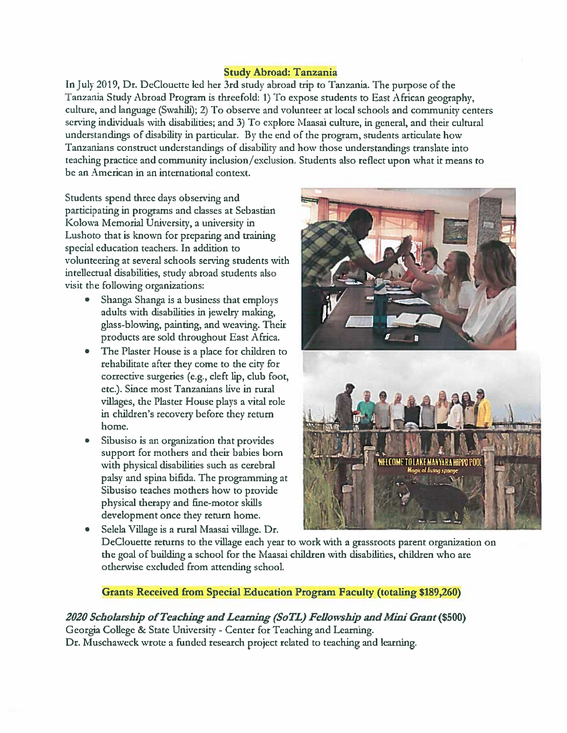## Study Abroad: Tanzania

In July 2019, Dr. DeClouette led her 3rd study abroad trip to Tanzania. The purpose of the Tanzania Study Abroad Program is threefold: 1) To expose students to East African geography, culture, and language (Swahili); 2) To observe and volunteer at local schools and community centers serving individuals with disabilities; and 3) To explore Maasai culture, in general, and their cultural understandings of disability in particular. By the end of the program, students articulate how Tanzanians construct understandings of disability and how those understandings translate into teaching practice and community inclusion/exclusion. Students also reflect upon what it means to be an American in an international context.

Students spend three days observing and participating in programs and classes at Sebastian Kolowa Memorial University, a university in Lushoto that is known for preparing and training special education teachers. In addition to volunteering at several schools serving students with intellectual disabilities, study abroad students also visit the following organizations:

- Shanga Shanga is a business that employs adults with disabilities in jewelry making, glass-blowing, painting, and weaving. Their products are sold throughout East Africa.
- The Plaster House is a place for children to rehabilitate after they come to the city for corrective surgeries (e.g., cleft lip, club foot, etc.). Since most Tanzanians live in rural villages, the Plaster House plays a vital role in children's recovery before they return home.
- Sibusiso is an organization that provides support for mothers and their babies born with physical disabilities such as cerebral palsy and spina bifida. The programming at Sibusiso teaches mothers how to provide physical therapy and fine-motor skills development once they return home.
- Selela Village is a rural Maasai village. Dr. DeClouette returns to the village each year to work with a grassroots parent organization on the goal of building a school for the Maasai children with disabilities, children who are otherwise excluded from attending school.

## Grants Received from Special Education Program Faculty (totaling $189,260)

***2020 Scholarship of Teaching and Learning (SoTL) Fellowship and Mini Grant* ($500)**
Georgia College & State University - Center for Teaching and Learning.
Dr. Muschaweck wrote a funded research project related to teaching and learning.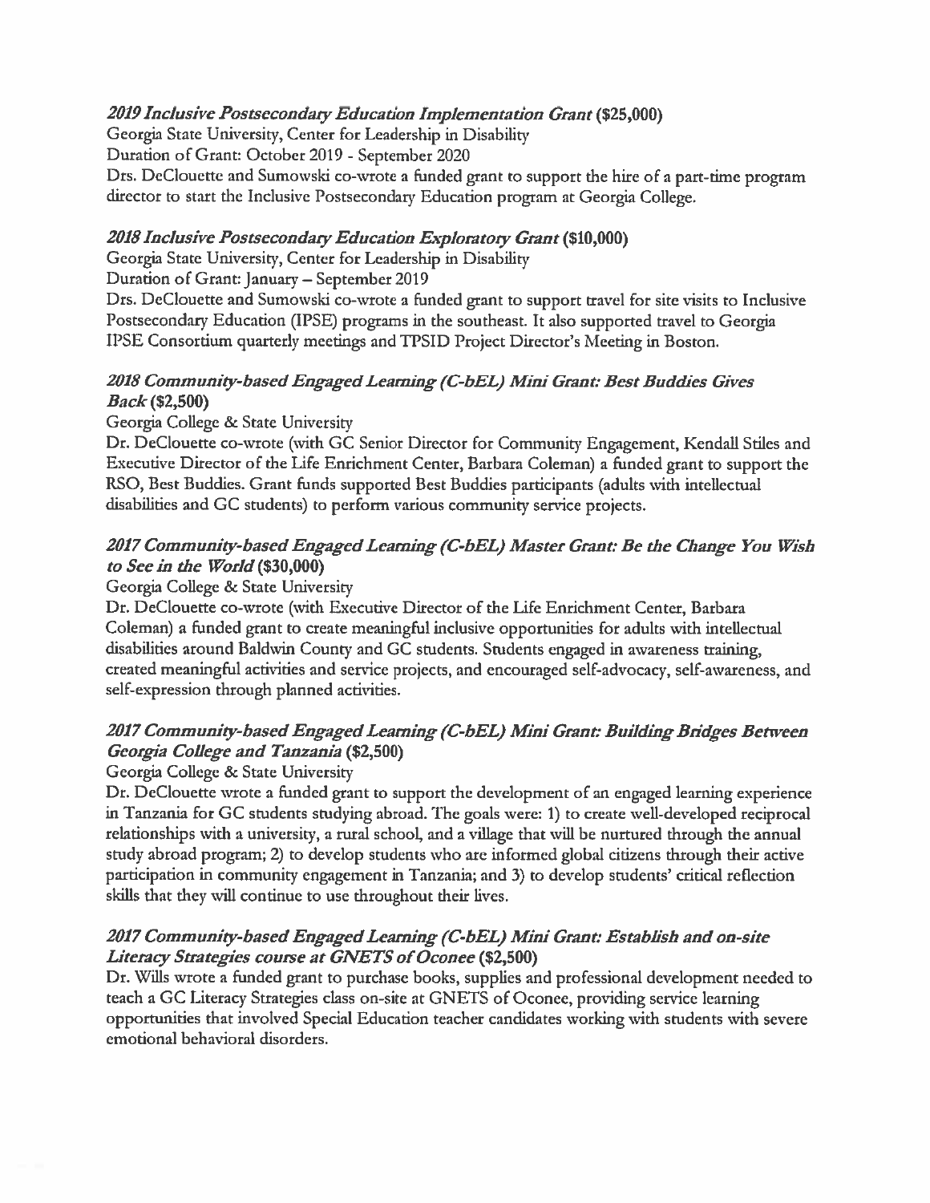*2019 Inclusive Postsecondary Education Implementation Grant* **($25,000)**
Georgia State University, Center for Leadership in Disability
Duration of Grant: October 2019 - September 2020
Drs. DeClouette and Sumowski co-wrote a funded grant to support the hire of a part-time program director to start the Inclusive Postsecondary Education program at Georgia College.

*2018 Inclusive Postsecondary Education Exploratory Grant* **($10,000)**
Georgia State University, Center for Leadership in Disability
Duration of Grant: January – September 2019
Drs. DeClouette and Sumowski co-wrote a funded grant to support travel for site visits to Inclusive Postsecondary Education (IPSE) programs in the southeast. It also supported travel to Georgia IPSE Consortium quarterly meetings and TPSID Project Director's Meeting in Boston.

*2018 Community-based Engaged Learning (C-bEL) Mini Grant: Best Buddies Gives Back* **($2,500)**
Georgia College & State University
Dr. DeClouette co-wrote (with GC Senior Director for Community Engagement, Kendall Stiles and Executive Director of the Life Enrichment Center, Barbara Coleman) a funded grant to support the RSO, Best Buddies. Grant funds supported Best Buddies participants (adults with intellectual disabilities and GC students) to perform various community service projects.

*2017 Community-based Engaged Learning (C-bEL) Master Grant: Be the Change You Wish to See in the World* **($30,000)**
Georgia College & State University
Dr. DeClouette co-wrote (with Executive Director of the Life Enrichment Center, Barbara Coleman) a funded grant to create meaningful inclusive opportunities for adults with intellectual disabilities around Baldwin County and GC students. Students engaged in awareness training, created meaningful activities and service projects, and encouraged self-advocacy, self-awareness, and self-expression through planned activities.

*2017 Community-based Engaged Learning (C-bEL) Mini Grant: Building Bridges Between Georgia College and Tanzania* **($2,500)**
Georgia College & State University
Dr. DeClouette wrote a funded grant to support the development of an engaged learning experience in Tanzania for GC students studying abroad. The goals were: 1) to create well-developed reciprocal relationships with a university, a rural school, and a village that will be nurtured through the annual study abroad program; 2) to develop students who are informed global citizens through their active participation in community engagement in Tanzania; and 3) to develop students' critical reflection skills that they will continue to use throughout their lives.

*2017 Community-based Engaged Learning (C-bEL) Mini Grant: Establish and on-site Literacy Strategies course at GNETS of Oconee* **($2,500)**
Dr. Wills wrote a funded grant to purchase books, supplies and professional development needed to teach a GC Literacy Strategies class on-site at GNETS of Oconee, providing service learning opportunities that involved Special Education teacher candidates working with students with severe emotional behavioral disorders.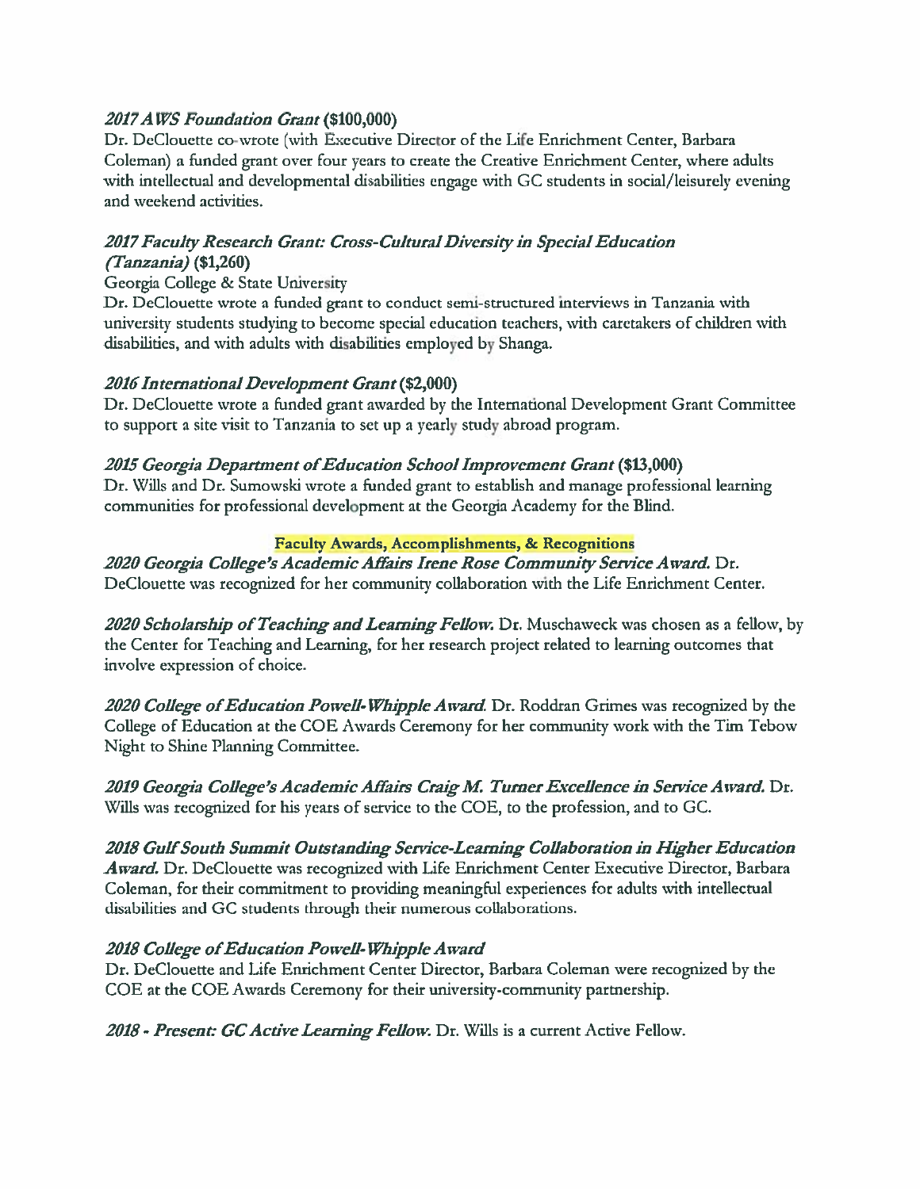***2017 AWS Foundation Grant* (\$100,000)**
Dr. DeClouette co-wrote (with Executive Director of the Life Enrichment Center, Barbara Coleman) a funded grant over four years to create the Creative Enrichment Center, where adults with intellectual and developmental disabilities engage with GC students in social/leisurely evening and weekend activities.

***2017 Faculty Research Grant: Cross-Cultural Diversity in Special Education (Tanzania)* (\$1,260)**
Georgia College & State University
Dr. DeClouette wrote a funded grant to conduct semi-structured interviews in Tanzania with university students studying to become special education teachers, with caretakers of children with disabilities, and with adults with disabilities employed by Shanga.

***2016 International Development Grant* (\$2,000)**
Dr. DeClouette wrote a funded grant awarded by the International Development Grant Committee to support a site visit to Tanzania to set up a yearly study abroad program.

***2015 Georgia Department of Education School Improvement Grant* (\$13,000)**
Dr. Wills and Dr. Sumowski wrote a funded grant to establish and manage professional learning communities for professional development at the Georgia Academy for the Blind.

**Faculty Awards, Accomplishments, & Recognitions**

***2020 Georgia College's Academic Affairs Irene Rose Community Service Award.*** Dr. DeClouette was recognized for her community collaboration with the Life Enrichment Center.

***2020 Scholarship of Teaching and Learning Fellow.*** Dr. Muschaweck was chosen as a fellow, by the Center for Teaching and Learning, for her research project related to learning outcomes that involve expression of choice.

***2020 College of Education Powell-Whipple Award.*** Dr. Roddran Grimes was recognized by the College of Education at the COE Awards Ceremony for her community work with the Tim Tebow Night to Shine Planning Committee.

***2019 Georgia College's Academic Affairs Craig M. Turner Excellence in Service Award.*** Dr. Wills was recognized for his years of service to the COE, to the profession, and to GC.

***2018 Gulf South Summit Outstanding Service-Learning Collaboration in Higher Education Award.*** Dr. DeClouette was recognized with Life Enrichment Center Executive Director, Barbara Coleman, for their commitment to providing meaningful experiences for adults with intellectual disabilities and GC students through their numerous collaborations.

***2018 College of Education Powell-Whipple Award***
Dr. DeClouette and Life Enrichment Center Director, Barbara Coleman were recognized by the COE at the COE Awards Ceremony for their university-community partnership.

***2018 - Present: GC Active Learning Fellow.*** Dr. Wills is a current Active Fellow.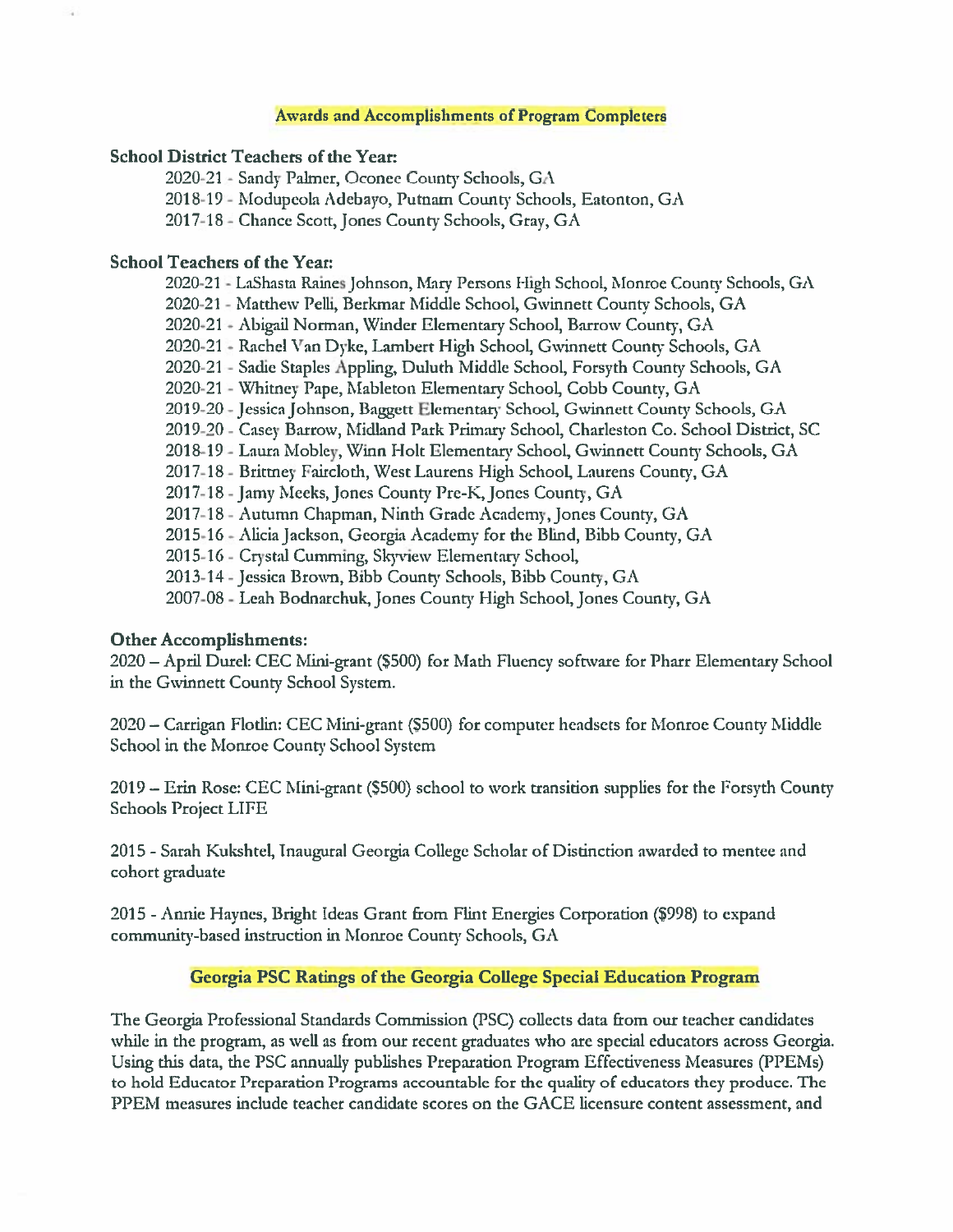## Awards and Accomplishments of Program Completers

### School District Teachers of the Year:

- 2020-21 - Sandy Palmer, Oconee County Schools, GA
- 2018-19 - Modupeola Adebayo, Putnam County Schools, Eatonton, GA
- 2017-18 - Chance Scott, Jones County Schools, Gray, GA

### School Teachers of the Year:

- 2020-21 - LaShasta Raines Johnson, Mary Persons High School, Monroe County Schools, GA
- 2020-21 - Matthew Pelli, Berkmar Middle School, Gwinnett County Schools, GA
- 2020-21 - Abigail Norman, Winder Elementary School, Barrow County, GA
- 2020-21 - Rachel Van Dyke, Lambert High School, Gwinnett County Schools, GA
- 2020-21 - Sadie Staples Appling, Duluth Middle School, Forsyth County Schools, GA
- 2020-21 - Whitney Pape, Mableton Elementary School, Cobb County, GA
- 2019-20 - Jessica Johnson, Baggett Elementary School, Gwinnett County Schools, GA
- 2019-20 - Casey Barrow, Midland Park Primary School, Charleston Co. School District, SC
- 2018-19 - Laura Mobley, Winn Holt Elementary School, Gwinnett County Schools, GA
- 2017-18 - Brittney Faircloth, West Laurens High School, Laurens County, GA
- 2017-18 - Jamy Meeks, Jones County Pre-K, Jones County, GA
- 2017-18 - Autumn Chapman, Ninth Grade Academy, Jones County, GA
- 2015-16 - Alicia Jackson, Georgia Academy for the Blind, Bibb County, GA
- 2015-16 - Crystal Cumming, Skyview Elementary School,
- 2013-14 - Jessica Brown, Bibb County Schools, Bibb County, GA
- 2007-08 - Leah Bodnarchuk, Jones County High School, Jones County, GA

### Other Accomplishments:

2020 – April Durel: CEC Mini-grant ($500) for Math Fluency software for Pharr Elementary School in the Gwinnett County School System.

2020 – Carrigan Flotlin: CEC Mini-grant ($500) for computer headsets for Monroe County Middle School in the Monroe County School System

2019 – Erin Rose: CEC Mini-grant ($500) school to work transition supplies for the Forsyth County Schools Project LIFE

2015 - Sarah Kukshtel, Inaugural Georgia College Scholar of Distinction awarded to mentee and cohort graduate

2015 - Annie Haynes, Bright Ideas Grant from Flint Energies Corporation ($998) to expand community-based instruction in Monroe County Schools, GA

## Georgia PSC Ratings of the Georgia College Special Education Program

The Georgia Professional Standards Commission (PSC) collects data from our teacher candidates while in the program, as well as from our recent graduates who are special educators across Georgia. Using this data, the PSC annually publishes Preparation Program Effectiveness Measures (PPEMs) to hold Educator Preparation Programs accountable for the quality of educators they produce. The PPEM measures include teacher candidate scores on the GACE licensure content assessment, and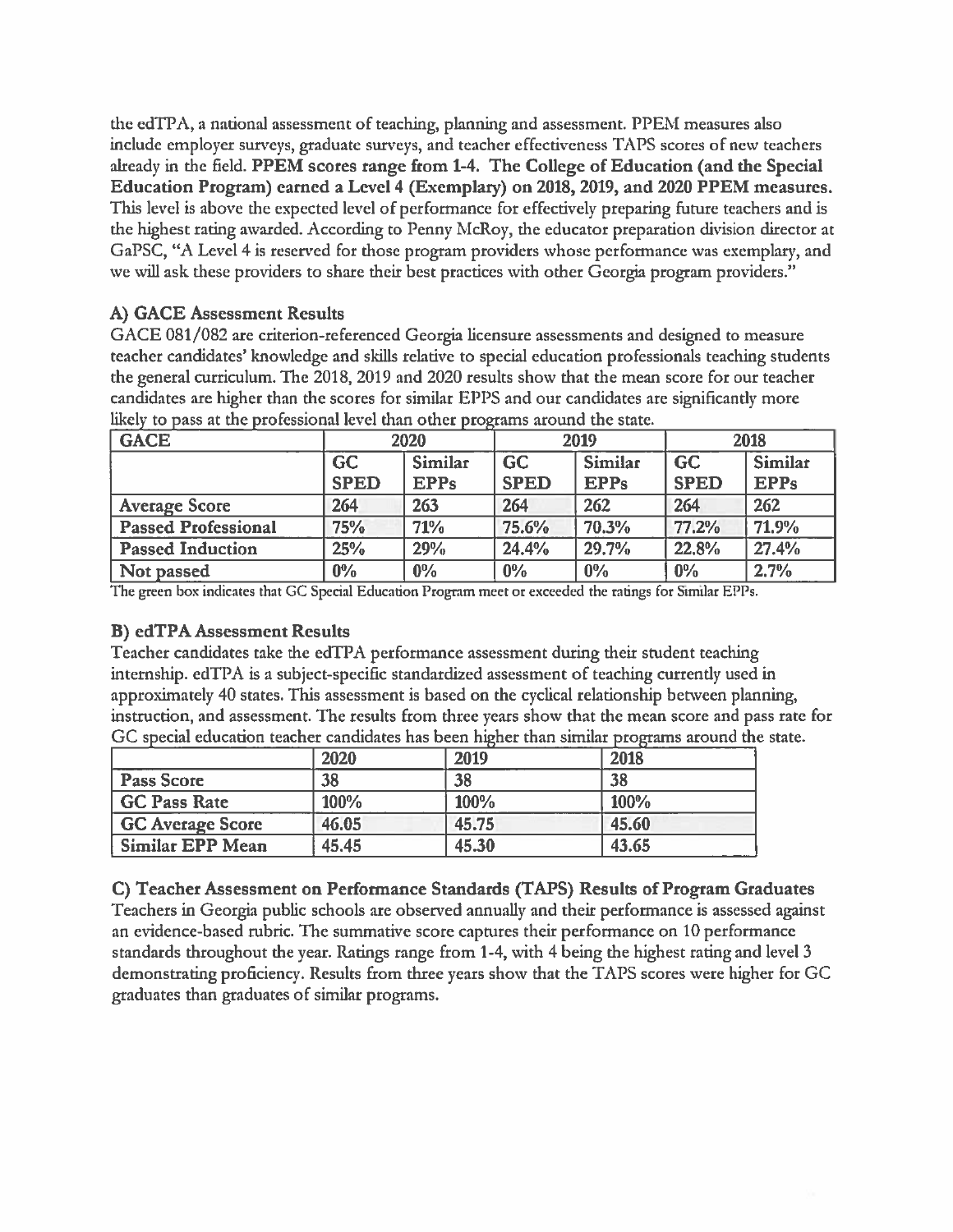the edTPA, a national assessment of teaching, planning and assessment. PPEM measures also include employer surveys, graduate surveys, and teacher effectiveness TAPS scores of new teachers already in the field. **PPEM scores range from 1-4. The College of Education (and the Special Education Program) earned a Level 4 (Exemplary) on 2018, 2019, and 2020 PPEM measures.** This level is above the expected level of performance for effectively preparing future teachers and is the highest rating awarded. According to Penny McRoy, the educator preparation division director at GaPSC, "A Level 4 is reserved for those program providers whose performance was exemplary, and we will ask these providers to share their best practices with other Georgia program providers."

### A) GACE Assessment Results

GACE 081/082 are criterion-referenced Georgia licensure assessments and designed to measure teacher candidates' knowledge and skills relative to special education professionals teaching students the general curriculum. The 2018, 2019 and 2020 results show that the mean score for our teacher candidates are higher than the scores for similar EPPS and our candidates are significantly more likely to pass at the professional level than other programs around the state.

| GACE | 2020 | | 2019 | | 2018 | |
|---|---|---|---|---|---|---|
| | GC SPED | Similar EPPs | GC SPED | Similar EPPs | GC SPED | Similar EPPs |
| Average Score | 264 | 263 | 264 | 262 | 264 | 262 |
| Passed Professional | 75% | 71% | 75.6% | 70.3% | 77.2% | 71.9% |
| Passed Induction | 25% | 29% | 24.4% | 29.7% | 22.8% | 27.4% |
| Not passed | 0% | 0% | 0% | 0% | 0% | 2.7% |

The green box indicates that GC Special Education Program meet or exceeded the ratings for Similar EPPs.

### B) edTPA Assessment Results

Teacher candidates take the edTPA performance assessment during their student teaching internship. edTPA is a subject-specific standardized assessment of teaching currently used in approximately 40 states. This assessment is based on the cyclical relationship between planning, instruction, and assessment. The results from three years show that the mean score and pass rate for GC special education teacher candidates has been higher than similar programs around the state.

| | 2020 | 2019 | 2018 |
|---|---|---|---|
| Pass Score | 38 | 38 | 38 |
| GC Pass Rate | 100% | 100% | 100% |
| GC Average Score | 46.05 | 45.75 | 45.60 |
| Similar EPP Mean | 45.45 | 45.30 | 43.65 |

### C) Teacher Assessment on Performance Standards (TAPS) Results of Program Graduates

Teachers in Georgia public schools are observed annually and their performance is assessed against an evidence-based rubric. The summative score captures their performance on 10 performance standards throughout the year. Ratings range from 1-4, with 4 being the highest rating and level 3 demonstrating proficiency. Results from three years show that the TAPS scores were higher for GC graduates than graduates of similar programs.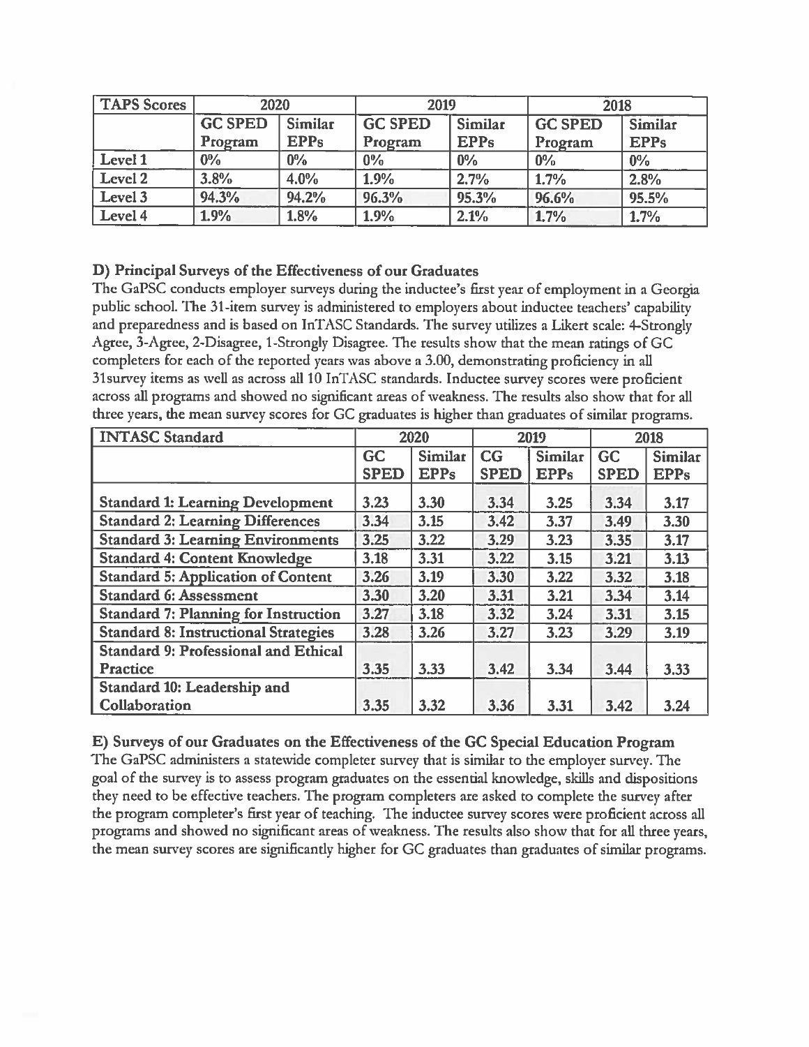| TAPS Scores | 2020 | | 2019 | | 2018 | |
|---|---|---|---|---|---|---|
| | GC SPED Program | Similar EPPs | GC SPED Program | Similar EPPs | GC SPED Program | Similar EPPs |
| Level 1 | 0% | 0% | 0% | 0% | 0% | 0% |
| Level 2 | 3.8% | 4.0% | 1.9% | 2.7% | 1.7% | 2.8% |
| Level 3 | 94.3% | 94.2% | 96.3% | 95.3% | 96.6% | 95.5% |
| Level 4 | 1.9% | 1.8% | 1.9% | 2.1% | 1.7% | 1.7% |

### D) Principal Surveys of the Effectiveness of our Graduates

The GaPSC conducts employer surveys during the inductee's first year of employment in a Georgia public school. The 31-item survey is administered to employers about inductee teachers' capability and preparedness and is based on InTASC Standards. The survey utilizes a Likert scale: 4-Strongly Agree, 3-Agree, 2-Disagree, 1-Strongly Disagree. The results show that the mean ratings of GC completers for each of the reported years was above a 3.00, demonstrating proficiency in all 31survey items as well as across all 10 InTASC standards. Inductee survey scores were proficient across all programs and showed no significant areas of weakness. The results also show that for all three years, the mean survey scores for GC graduates is higher than graduates of similar programs.

| INTASC Standard | 2020 | | 2019 | | 2018 | |
|---|---|---|---|---|---|---|
| | GC SPED | Similar EPPs | CG SPED | Similar EPPs | GC SPED | Similar EPPs |
| Standard 1: Learning Development | 3.23 | 3.30 | 3.34 | 3.25 | 3.34 | 3.17 |
| Standard 2: Learning Differences | 3.34 | 3.15 | 3.42 | 3.37 | 3.49 | 3.30 |
| Standard 3: Learning Environments | 3.25 | 3.22 | 3.29 | 3.23 | 3.35 | 3.17 |
| Standard 4: Content Knowledge | 3.18 | 3.31 | 3.22 | 3.15 | 3.21 | 3.13 |
| Standard 5: Application of Content | 3.26 | 3.19 | 3.30 | 3.22 | 3.32 | 3.18 |
| Standard 6: Assessment | 3.30 | 3.20 | 3.31 | 3.21 | 3.34 | 3.14 |
| Standard 7: Planning for Instruction | 3.27 | 3.18 | 3.32 | 3.24 | 3.31 | 3.15 |
| Standard 8: Instructional Strategies | 3.28 | 3.26 | 3.27 | 3.23 | 3.29 | 3.19 |
| Standard 9: Professional and Ethical Practice | 3.35 | 3.33 | 3.42 | 3.34 | 3.44 | 3.33 |
| Standard 10: Leadership and Collaboration | 3.35 | 3.32 | 3.36 | 3.31 | 3.42 | 3.24 |

### E) Surveys of our Graduates on the Effectiveness of the GC Special Education Program

The GaPSC administers a statewide completer survey that is similar to the employer survey. The goal of the survey is to assess program graduates on the essential knowledge, skills and dispositions they need to be effective teachers. The program completers are asked to complete the survey after the program completer's first year of teaching. The inductee survey scores were proficient across all programs and showed no significant areas of weakness. The results also show that for all three years, the mean survey scores are significantly higher for GC graduates than graduates of similar programs.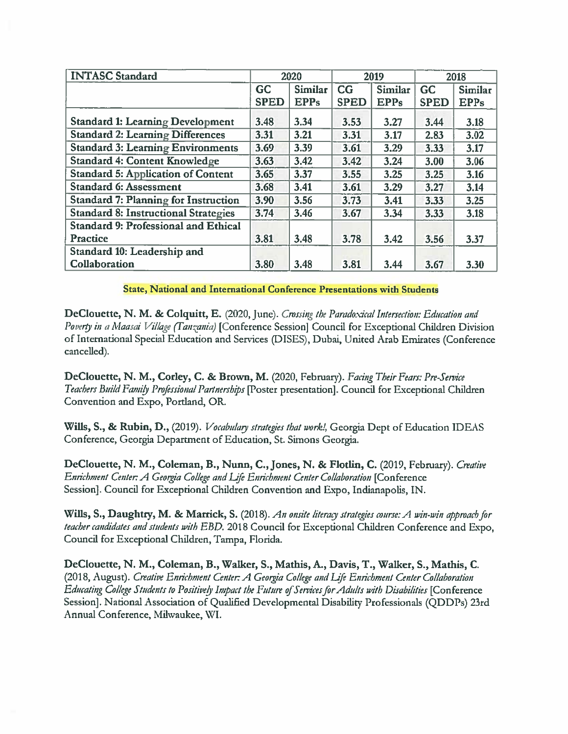| INTASC Standard | 2020 | | 2019 | | 2018 | |
|---|---|---|---|---|---|---|
| | GC SPED | Similar EPPs | CG SPED | Similar EPPs | GC SPED | Similar EPPs |
| **Standard 1: Learning Development** | 3.48 | 3.34 | 3.53 | 3.27 | 3.44 | 3.18 |
| **Standard 2: Learning Differences** | 3.31 | 3.21 | 3.31 | 3.17 | 2.83 | 3.02 |
| **Standard 3: Learning Environments** | 3.69 | 3.39 | 3.61 | 3.29 | 3.33 | 3.17 |
| **Standard 4: Content Knowledge** | 3.63 | 3.42 | 3.42 | 3.24 | 3.00 | 3.06 |
| **Standard 5: Application of Content** | 3.65 | 3.37 | 3.55 | 3.25 | 3.25 | 3.16 |
| **Standard 6: Assessment** | 3.68 | 3.41 | 3.61 | 3.29 | 3.27 | 3.14 |
| **Standard 7: Planning for Instruction** | 3.90 | 3.56 | 3.73 | 3.41 | 3.33 | 3.25 |
| **Standard 8: Instructional Strategies** | 3.74 | 3.46 | 3.67 | 3.34 | 3.33 | 3.18 |
| **Standard 9: Professional and Ethical Practice** | 3.81 | 3.48 | 3.78 | 3.42 | 3.56 | 3.37 |
| **Standard 10: Leadership and Collaboration** | 3.80 | 3.48 | 3.81 | 3.44 | 3.67 | 3.30 |

**State, National and International Conference Presentations with Students**

**DeClouette, N. M. & Colquitt, E.** (2020, June). *Crossing the Paradoxical Intersection: Education and Poverty in a Maasai Village (Tanzania)* [Conference Session] Council for Exceptional Children Division of International Special Education and Services (DISES), Dubai, United Arab Emirates (Conference cancelled).

**DeClouette, N. M., Corley, C. & Brown, M.** (2020, February). *Facing Their Fears: Pre-Service Teachers Build Family Professional Partnerships* [Poster presentation]. Council for Exceptional Children Convention and Expo, Portland, OR.

**Wills, S., & Rubin, D.,** (2019). *Vocabulary strategies that work!,* Georgia Dept of Education IDEAS Conference, Georgia Department of Education, St. Simons Georgia.

**DeClouette, N. M., Coleman, B., Nunn, C., Jones, N. & Flotlin, C.** (2019, February). *Creative Enrichment Center: A Georgia College and Life Enrichment Center Collaboration* [Conference Session]. Council for Exceptional Children Convention and Expo, Indianapolis, IN.

**Wills, S., Daughtry, M. & Marrick, S.** (2018). *An onsite literacy strategies course: A win-win approach for teacher candidates and students with EBD.* 2018 Council for Exceptional Children Conference and Expo, Council for Exceptional Children, Tampa, Florida.

**DeClouette, N. M., Coleman, B., Walker, S., Mathis, A., Davis, T., Walker, S., Mathis, C.** (2018, August). *Creative Enrichment Center: A Georgia College and Life Enrichment Center Collaboration Educating College Students to Positively Impact the Future of Services for Adults with Disabilities* [Conference Session]. National Association of Qualified Developmental Disability Professionals (QDDPs) 23rd Annual Conference, Milwaukee, WI.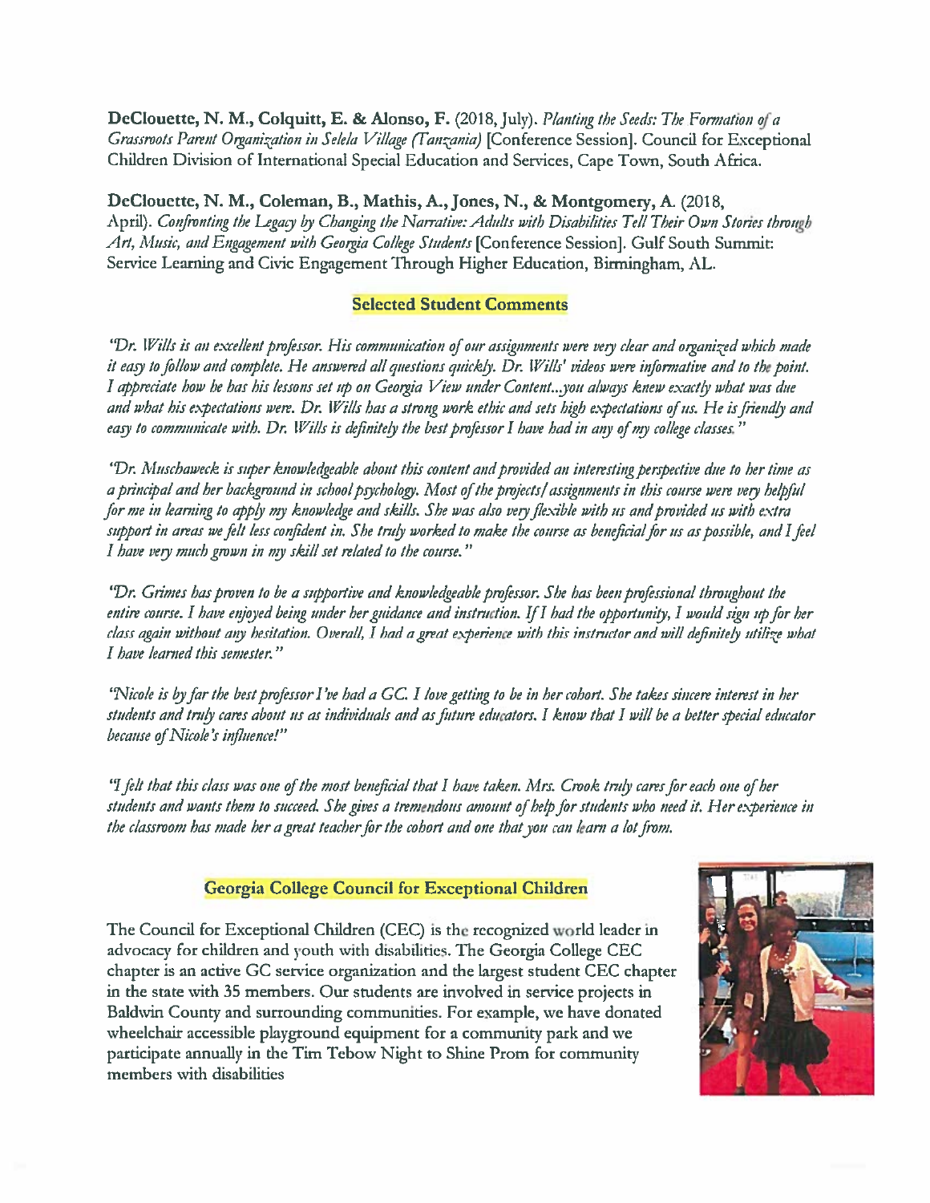**DeClouette, N. M., Colquitt, E. & Alonso, F.** (2018, July). *Planting the Seeds: The Formation of a Grassroots Parent Organization in Selela Village (Tanzania)* [Conference Session]. Council for Exceptional Children Division of International Special Education and Services, Cape Town, South Africa.

**DeClouette, N. M., Coleman, B., Mathis, A., Jones, N., & Montgomery, A.** (2018, April). *Confronting the Legacy by Changing the Narrative: Adults with Disabilities Tell Their Own Stories through Art, Music, and Engagement with Georgia College Students* [Conference Session]. Gulf South Summit: Service Learning and Civic Engagement Through Higher Education, Birmingham, AL.

## Selected Student Comments

*"Dr. Wills is an excellent professor. His communication of our assignments were very clear and organized which made it easy to follow and complete. He answered all questions quickly. Dr. Wills' videos were informative and to the point. I appreciate how he has his lessons set up on Georgia View under Content...you always knew exactly what was due and what his expectations were. Dr. Wills has a strong work ethic and sets high expectations of us. He is friendly and easy to communicate with. Dr. Wills is definitely the best professor I have had in any of my college classes."*

*"Dr. Muschaweck is super knowledgeable about this content and provided an interesting perspective due to her time as a principal and her background in school psychology. Most of the projects/assignments in this course were very helpful for me in learning to apply my knowledge and skills. She was also very flexible with us and provided us with extra support in areas we felt less confident in. She truly worked to make the course as beneficial for us as possible, and I feel I have very much grown in my skill set related to the course."*

*"Dr. Grimes has proven to be a supportive and knowledgeable professor. She has been professional throughout the entire course. I have enjoyed being under her guidance and instruction. If I had the opportunity, I would sign up for her class again without any hesitation. Overall, I had a great experience with this instructor and will definitely utilize what I have learned this semester."*

*"Nicole is by far the best professor I've had a GC. I love getting to be in her cohort. She takes sincere interest in her students and truly cares about us as individuals and as future educators. I know that I will be a better special educator because of Nicole's influence!"*

*"I felt that this class was one of the most beneficial that I have taken. Mrs. Crook truly cares for each one of her students and wants them to succeed. She gives a tremendous amount of help for students who need it. Her experience in the classroom has made her a great teacher for the cohort and one that you can learn a lot from.*

## Georgia College Council for Exceptional Children

The Council for Exceptional Children (CEC) is the recognized world leader in advocacy for children and youth with disabilities. The Georgia College CEC chapter is an active GC service organization and the largest student CEC chapter in the state with 35 members. Our students are involved in service projects in Baldwin County and surrounding communities. For example, we have donated wheelchair accessible playground equipment for a community park and we participate annually in the Tim Tebow Night to Shine Prom for community members with disabilities